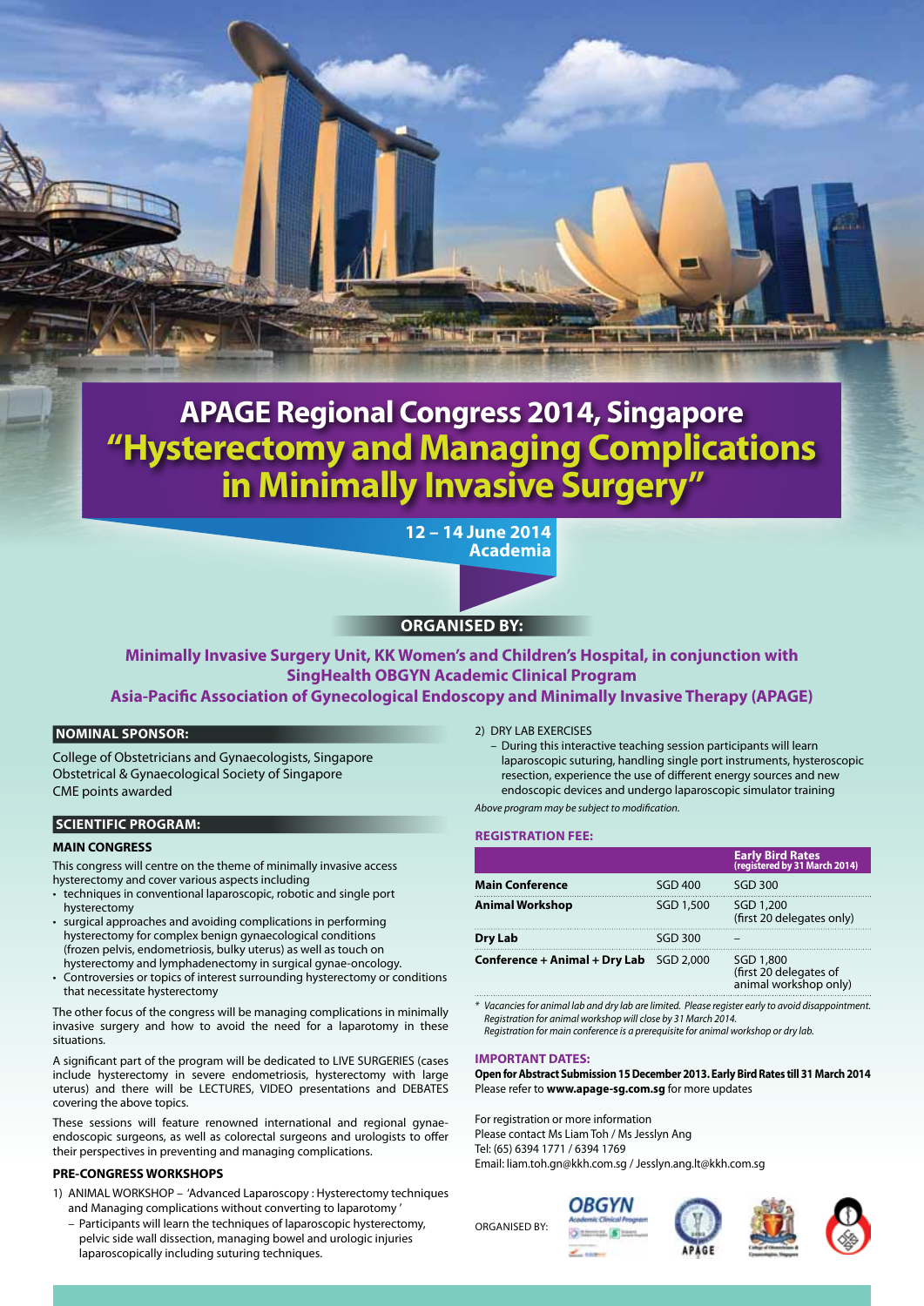# APAGE Regional Congress 2014, Singapore

# "Hysterectomy and Managing Complications in Minimally Invasive Surgery"

**12 – 14 June 2014**
**Academia**

## ORGANISED BY:

**Minimally Invasive Surgery Unit, KK Women's and Children's Hospital, in conjunction with SingHealth OBGYN Academic Clinical Program**
**Asia-Pacific Association of Gynecological Endoscopy and Minimally Invasive Therapy (APAGE)**

## NOMINAL SPONSOR:

College of Obstetricians and Gynaecologists, Singapore
Obstetrical & Gynaecological Society of Singapore
CME points awarded

## SCIENTIFIC PROGRAM:

### MAIN CONGRESS

This congress will centre on the theme of minimally invasive access hysterectomy and cover various aspects including

- techniques in conventional laparoscopic, robotic and single port hysterectomy
- surgical approaches and avoiding complications in performing hysterectomy for complex benign gynaecological conditions (frozen pelvis, endometriosis, bulky uterus) as well as touch on hysterectomy and lymphadenectomy in surgical gynae-oncology.
- Controversies or topics of interest surrounding hysterectomy or conditions that necessitate hysterectomy

The other focus of the congress will be managing complications in minimally invasive surgery and how to avoid the need for a laparotomy in these situations.

A significant part of the program will be dedicated to LIVE SURGERIES (cases include hysterectomy in severe endometriosis, hysterectomy with large uterus) and there will be LECTURES, VIDEO presentations and DEBATES covering the above topics.

These sessions will feature renowned international and regional gynae-endoscopic surgeons, as well as colorectal surgeons and urologists to offer their perspectives in preventing and managing complications.

### PRE-CONGRESS WORKSHOPS

1) ANIMAL WORKSHOP – 'Advanced Laparoscopy : Hysterectomy techniques and Managing complications without converting to laparotomy'
   – Participants will learn the techniques of laparoscopic hysterectomy, pelvic side wall dissection, managing bowel and urologic injuries laparoscopically including suturing techniques.
2) DRY LAB EXERCISES
   – During this interactive teaching session participants will learn laparoscopic suturing, handling single port instruments, hysteroscopic resection, experience the use of different energy sources and new endoscopic devices and undergo laparoscopic simulator training

*Above program may be subject to modification.*

## REGISTRATION FEE:

| | | Early Bird Rates (registered by 31 March 2014) |
|---|---|---|
| **Main Conference** | SGD 400 | SGD 300 |
| **Animal Workshop** | SGD 1,500 | SGD 1,200 (first 20 delegates only) |
| **Dry Lab** | SGD 300 | – |
| **Conference + Animal + Dry Lab** | SGD 2,000 | SGD 1,800 (first 20 delegates of animal workshop only) |

*\* Vacancies for animal lab and dry lab are limited. Please register early to avoid disappointment. Registration for animal workshop will close by 31 March 2014. Registration for main conference is a prerequisite for animal workshop or dry lab.*

## IMPORTANT DATES:

**Open for Abstract Submission 15 December 2013. Early Bird Rates till 31 March 2014**
Please refer to **www.apage-sg.com.sg** for more updates

For registration or more information
Please contact Ms Liam Toh / Ms Jesslyn Ang
Tel: (65) 6394 1771 / 6394 1769
Email: liam.toh.gn@kkh.com.sg / Jesslyn.ang.lt@kkh.com.sg

ORGANISED BY: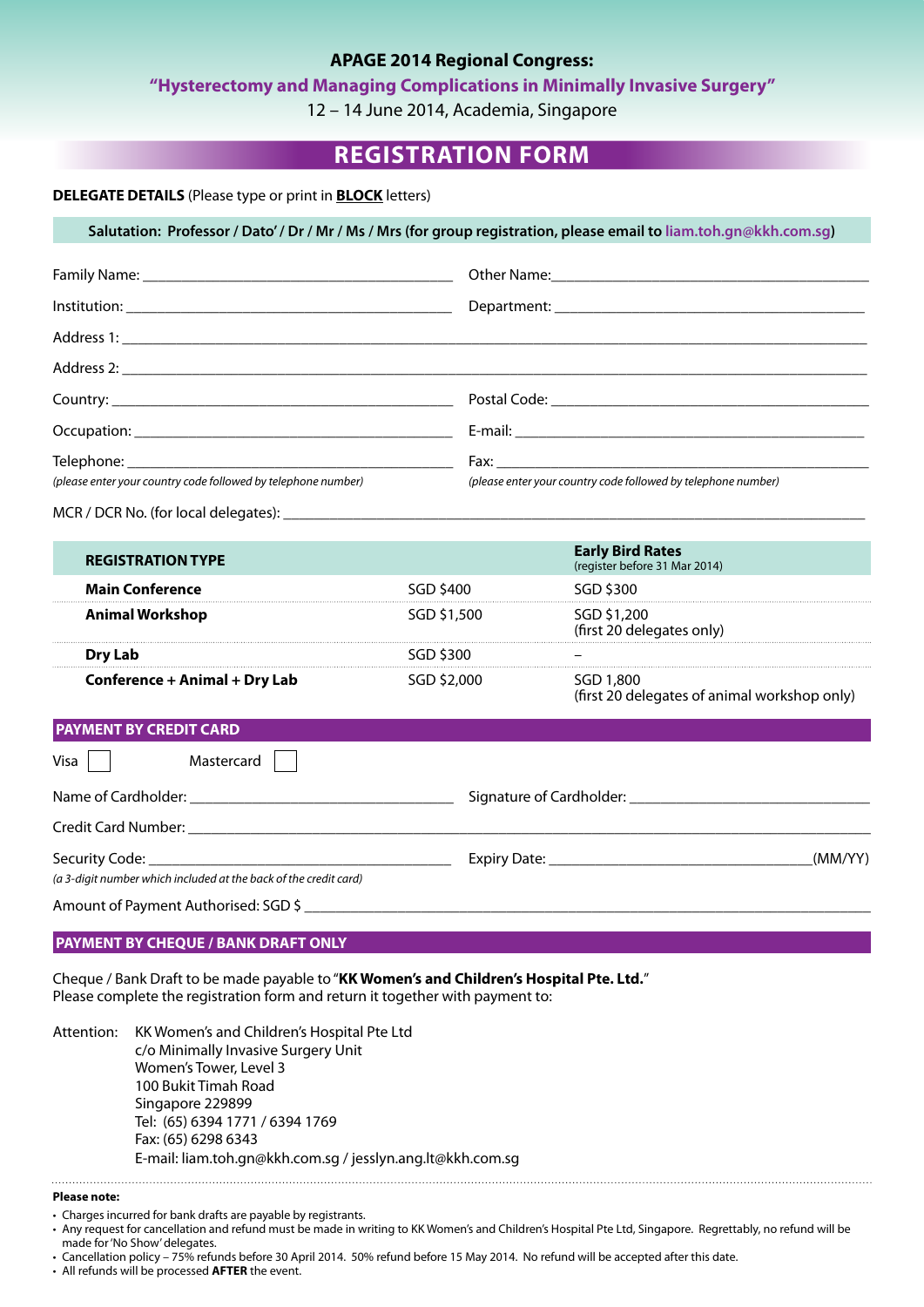**APAGE 2014 Regional Congress:**

**"Hysterectomy and Managing Complications in Minimally Invasive Surgery"**

12 – 14 June 2014, Academia, Singapore

# REGISTRATION FORM

**DELEGATE DETAILS** (Please type or print in **BLOCK** letters)

**Salutation: Professor / Dato' / Dr / Mr / Ms / Mrs (for group registration, please email to liam.toh.gn@kkh.com.sg)**

Family Name: ___________________ Other Name: ___________________

Institution: ___________________ Department: ___________________

Address 1: ___________________

Address 2: ___________________

Country: ___________________ Postal Code: ___________________

Occupation: ___________________ E-mail: ___________________

Telephone: ___________________ Fax: ___________________

*(please enter your country code followed by telephone number)* *(please enter your country code followed by telephone number)*

MCR / DCR No. (for local delegates): ___________________

| REGISTRATION TYPE | | Early Bird Rates (register before 31 Mar 2014) |
|---|---|---|
| **Main Conference** | SGD $400 | SGD $300 |
| **Animal Workshop** | SGD $1,500 | SGD $1,200 (first 20 delegates only) |
| **Dry Lab** | SGD $300 | – |
| **Conference + Animal + Dry Lab** | SGD $2,000 | SGD 1,800 (first 20 delegates of animal workshop only) |

## PAYMENT BY CREDIT CARD

Visa ☐ Mastercard ☐

Name of Cardholder: ___________________ Signature of Cardholder: ___________________

Credit Card Number: ___________________

Security Code: ___________________ Expiry Date: ___________________(MM/YY)

*(a 3-digit number which included at the back of the credit card)*

Amount of Payment Authorised: SGD $ ___________________

## PAYMENT BY CHEQUE / BANK DRAFT ONLY

Cheque / Bank Draft to be made payable to "**KK Women's and Children's Hospital Pte. Ltd.**"
Please complete the registration form and return it together with payment to:

Attention: KK Women's and Children's Hospital Pte Ltd
c/o Minimally Invasive Surgery Unit
Women's Tower, Level 3
100 Bukit Timah Road
Singapore 229899
Tel: (65) 6394 1771 / 6394 1769
Fax: (65) 6298 6343
E-mail: liam.toh.gn@kkh.com.sg / jesslyn.ang.lt@kkh.com.sg

**Please note:**

- Charges incurred for bank drafts are payable by registrants.
- Any request for cancellation and refund must be made in writing to KK Women's and Children's Hospital Pte Ltd, Singapore. Regrettably, no refund will be made for 'No Show' delegates.
- Cancellation policy – 75% refunds before 30 April 2014. 50% refund before 15 May 2014. No refund will be accepted after this date.
- All refunds will be processed **AFTER** the event.